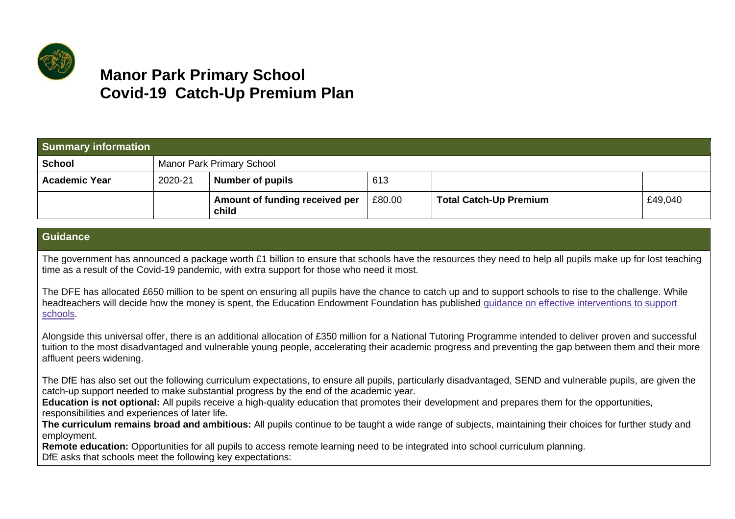# Manor Park Primary School
# Covid-19 Catch-Up Premium Plan

| Summary information | | | | | |
|---|---|---|---|---|---|
| **School** | Manor Park Primary School | | | | |
| **Academic Year** | 2020-21 | **Number of pupils** | 613 | | |
| | | **Amount of funding received per child** | £80.00 | **Total Catch-Up Premium** | £49,040 |

## Guidance

The government has announced a package worth £1 billion to ensure that schools have the resources they need to help all pupils make up for lost teaching time as a result of the Covid-19 pandemic, with extra support for those who need it most.

The DFE has allocated £650 million to be spent on ensuring all pupils have the chance to catch up and to support schools to rise to the challenge. While headteachers will decide how the money is spent, the Education Endowment Foundation has published guidance on effective interventions to support schools.

Alongside this universal offer, there is an additional allocation of £350 million for a National Tutoring Programme intended to deliver proven and successful tuition to the most disadvantaged and vulnerable young people, accelerating their academic progress and preventing the gap between them and their more affluent peers widening.

The DfE has also set out the following curriculum expectations, to ensure all pupils, particularly disadvantaged, SEND and vulnerable pupils, are given the catch-up support needed to make substantial progress by the end of the academic year.

**Education is not optional:** All pupils receive a high-quality education that promotes their development and prepares them for the opportunities, responsibilities and experiences of later life.

**The curriculum remains broad and ambitious:** All pupils continue to be taught a wide range of subjects, maintaining their choices for further study and employment.

**Remote education:** Opportunities for all pupils to access remote learning need to be integrated into school curriculum planning.

DfE asks that schools meet the following key expectations: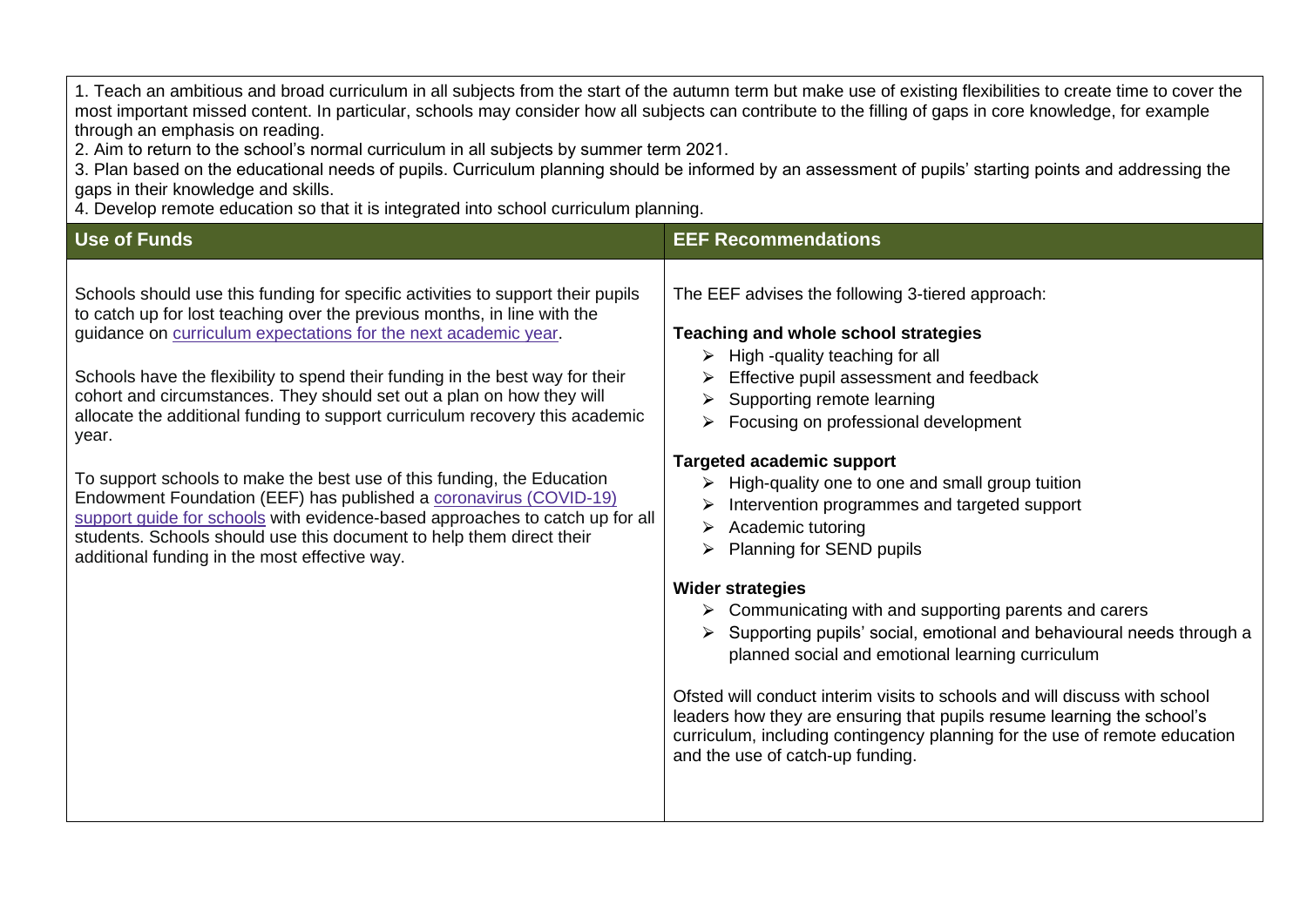1. Teach an ambitious and broad curriculum in all subjects from the start of the autumn term but make use of existing flexibilities to create time to cover the most important missed content. In particular, schools may consider how all subjects can contribute to the filling of gaps in core knowledge, for example through an emphasis on reading.
2. Aim to return to the school's normal curriculum in all subjects by summer term 2021.
3. Plan based on the educational needs of pupils. Curriculum planning should be informed by an assessment of pupils' starting points and addressing the gaps in their knowledge and skills.
4. Develop remote education so that it is integrated into school curriculum planning.

| Use of Funds | EEF Recommendations |
| --- | --- |
| Schools should use this funding for specific activities to support their pupils to catch up for lost teaching over the previous months, in line with the guidance on curriculum expectations for the next academic year.<br><br>Schools have the flexibility to spend their funding in the best way for their cohort and circumstances. They should set out a plan on how they will allocate the additional funding to support curriculum recovery this academic year.<br><br>To support schools to make the best use of this funding, the Education Endowment Foundation (EEF) has published a coronavirus (COVID-19) support guide for schools with evidence-based approaches to catch up for all students. Schools should use this document to help them direct their additional funding in the most effective way. | The EEF advises the following 3-tiered approach:<br><br>**Teaching and whole school strategies**<br>➢ High -quality teaching for all<br>➢ Effective pupil assessment and feedback<br>➢ Supporting remote learning<br>➢ Focusing on professional development<br><br>**Targeted academic support**<br>➢ High-quality one to one and small group tuition<br>➢ Intervention programmes and targeted support<br>➢ Academic tutoring<br>➢ Planning for SEND pupils<br><br>**Wider strategies**<br>➢ Communicating with and supporting parents and carers<br>➢ Supporting pupils' social, emotional and behavioural needs through a planned social and emotional learning curriculum<br><br>Ofsted will conduct interim visits to schools and will discuss with school leaders how they are ensuring that pupils resume learning the school's curriculum, including contingency planning for the use of remote education and the use of catch-up funding. |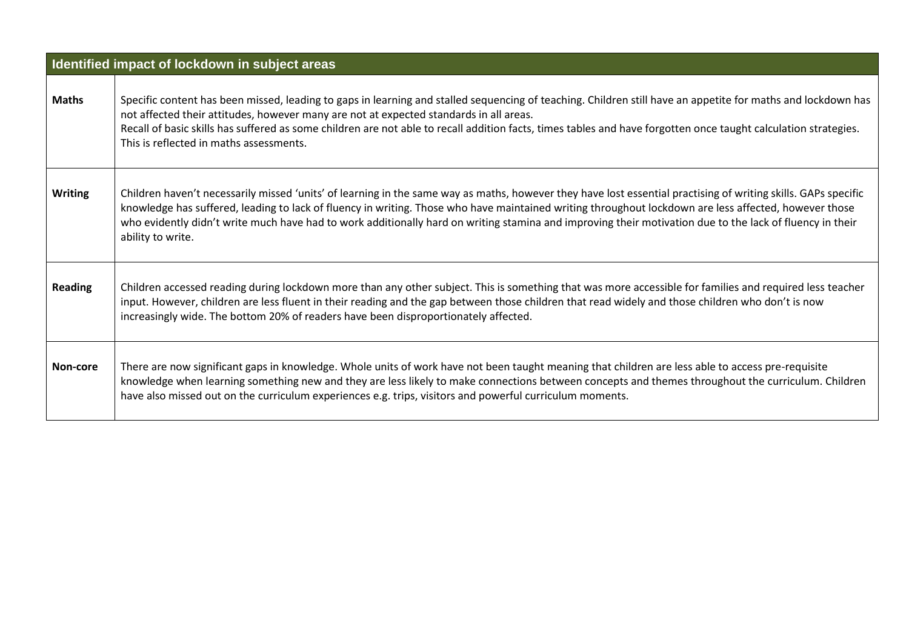| Identified impact of lockdown in subject areas | |
|---|---|
| **Maths** | Specific content has been missed, leading to gaps in learning and stalled sequencing of teaching. Children still have an appetite for maths and lockdown has not affected their attitudes, however many are not at expected standards in all areas.<br>Recall of basic skills has suffered as some children are not able to recall addition facts, times tables and have forgotten once taught calculation strategies. This is reflected in maths assessments. |
| **Writing** | Children haven't necessarily missed 'units' of learning in the same way as maths, however they have lost essential practising of writing skills. GAPs specific knowledge has suffered, leading to lack of fluency in writing. Those who have maintained writing throughout lockdown are less affected, however those who evidently didn't write much have had to work additionally hard on writing stamina and improving their motivation due to the lack of fluency in their ability to write. |
| **Reading** | Children accessed reading during lockdown more than any other subject. This is something that was more accessible for families and required less teacher input. However, children are less fluent in their reading and the gap between those children that read widely and those children who don't is now increasingly wide. The bottom 20% of readers have been disproportionately affected. |
| **Non-core** | There are now significant gaps in knowledge. Whole units of work have not been taught meaning that children are less able to access pre-requisite knowledge when learning something new and they are less likely to make connections between concepts and themes throughout the curriculum. Children have also missed out on the curriculum experiences e.g. trips, visitors and powerful curriculum moments. |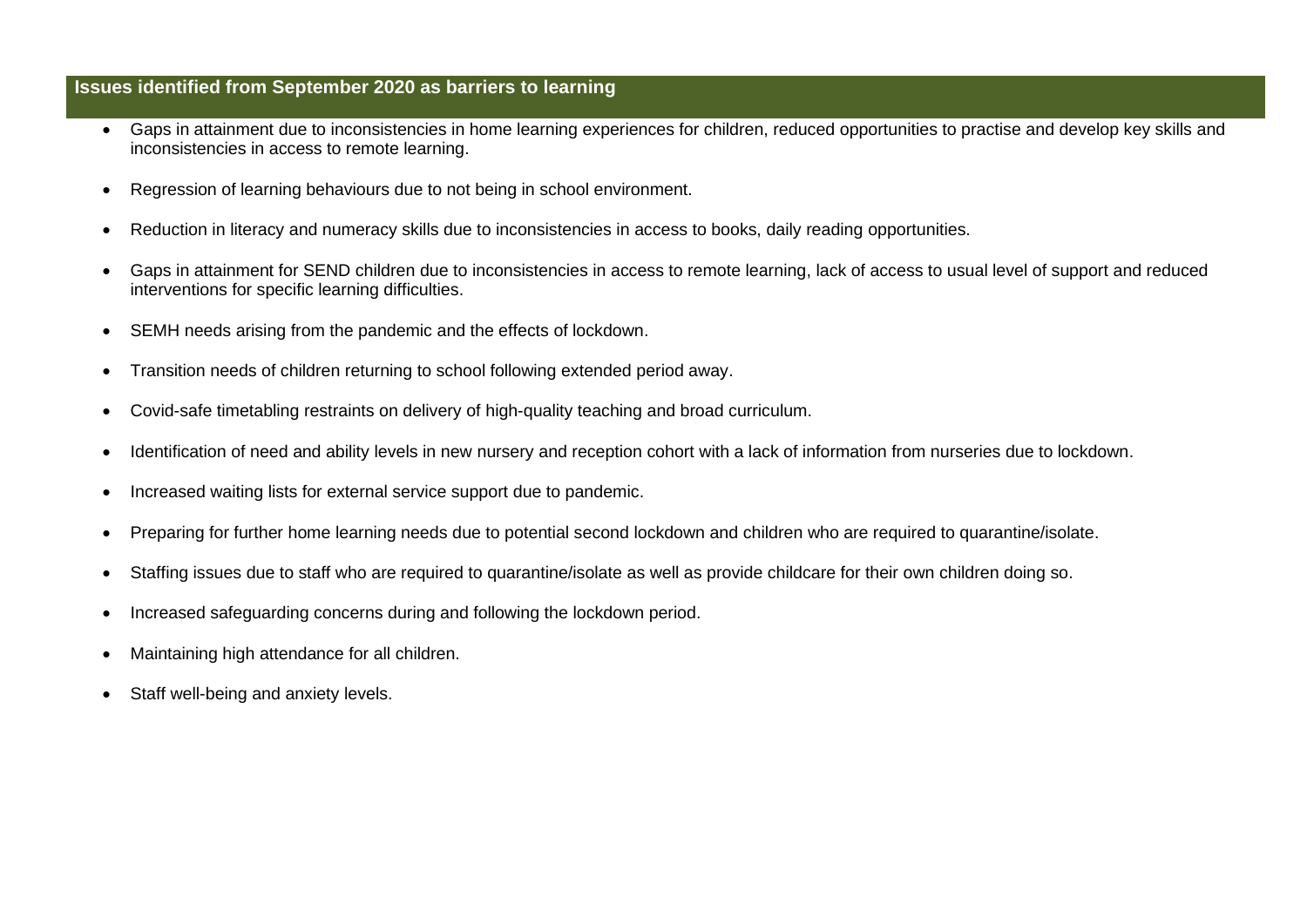## Issues identified from September 2020 as barriers to learning

- Gaps in attainment due to inconsistencies in home learning experiences for children, reduced opportunities to practise and develop key skills and inconsistencies in access to remote learning.
- Regression of learning behaviours due to not being in school environment.
- Reduction in literacy and numeracy skills due to inconsistencies in access to books, daily reading opportunities.
- Gaps in attainment for SEND children due to inconsistencies in access to remote learning, lack of access to usual level of support and reduced interventions for specific learning difficulties.
- SEMH needs arising from the pandemic and the effects of lockdown.
- Transition needs of children returning to school following extended period away.
- Covid-safe timetabling restraints on delivery of high-quality teaching and broad curriculum.
- Identification of need and ability levels in new nursery and reception cohort with a lack of information from nurseries due to lockdown.
- Increased waiting lists for external service support due to pandemic.
- Preparing for further home learning needs due to potential second lockdown and children who are required to quarantine/isolate.
- Staffing issues due to staff who are required to quarantine/isolate as well as provide childcare for their own children doing so.
- Increased safeguarding concerns during and following the lockdown period.
- Maintaining high attendance for all children.
- Staff well-being and anxiety levels.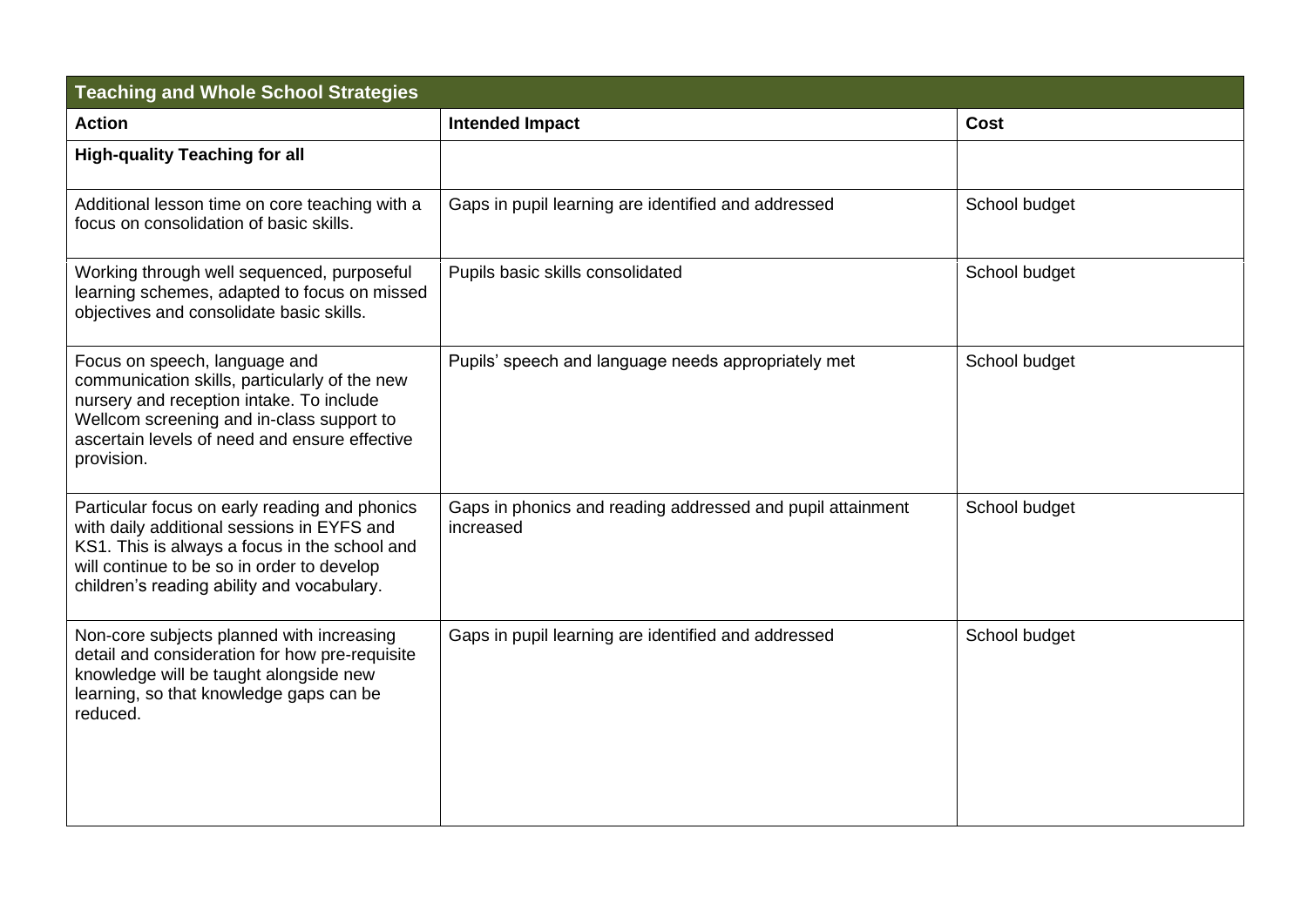| Teaching and Whole School Strategies | | |
|---|---|---|
| **Action** | **Intended Impact** | **Cost** |
| **High-quality Teaching for all** | | |
| Additional lesson time on core teaching with a focus on consolidation of basic skills. | Gaps in pupil learning are identified and addressed | School budget |
| Working through well sequenced, purposeful learning schemes, adapted to focus on missed objectives and consolidate basic skills. | Pupils basic skills consolidated | School budget |
| Focus on speech, language and communication skills, particularly of the new nursery and reception intake. To include Wellcom screening and in-class support to ascertain levels of need and ensure effective provision. | Pupils' speech and language needs appropriately met | School budget |
| Particular focus on early reading and phonics with daily additional sessions in EYFS and KS1. This is always a focus in the school and will continue to be so in order to develop children's reading ability and vocabulary. | Gaps in phonics and reading addressed and pupil attainment increased | School budget |
| Non-core subjects planned with increasing detail and consideration for how pre-requisite knowledge will be taught alongside new learning, so that knowledge gaps can be reduced. | Gaps in pupil learning are identified and addressed | School budget |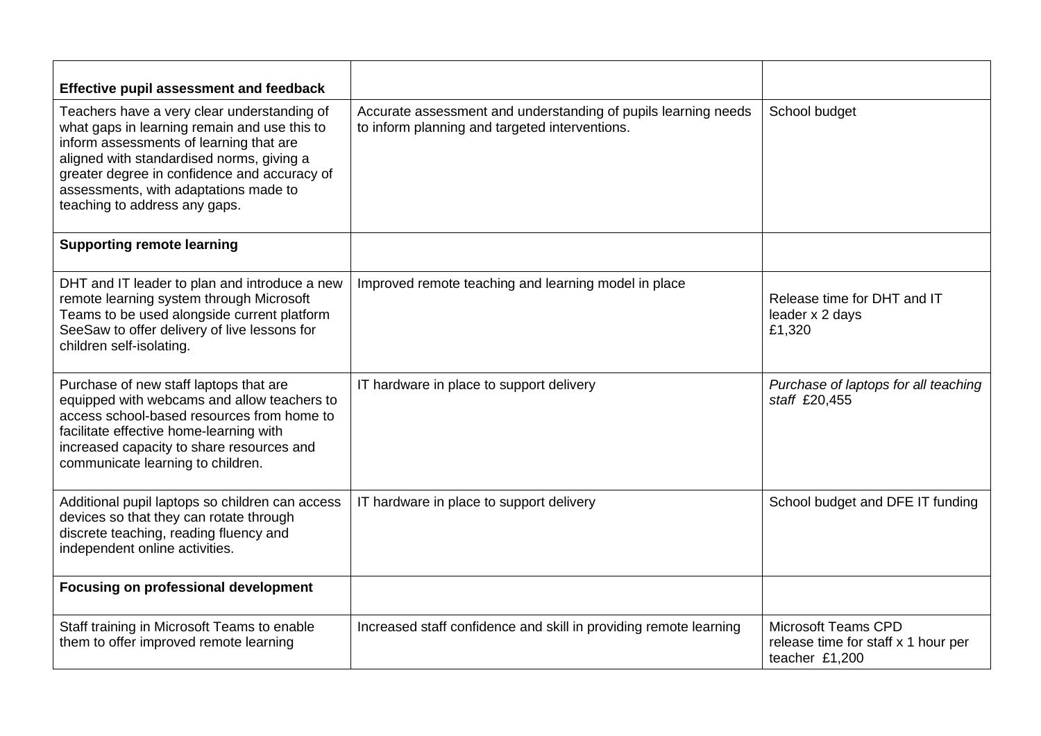| **Effective pupil assessment and feedback** | | |
| --- | --- | --- |
| Teachers have a very clear understanding of what gaps in learning remain and use this to inform assessments of learning that are aligned with standardised norms, giving a greater degree in confidence and accuracy of assessments, with adaptations made to teaching to address any gaps. | Accurate assessment and understanding of pupils learning needs to inform planning and targeted interventions. | School budget |
| **Supporting remote learning** | | |
| DHT and IT leader to plan and introduce a new remote learning system through Microsoft Teams to be used alongside current platform SeeSaw to offer delivery of live lessons for children self-isolating. | Improved remote teaching and learning model in place | Release time for DHT and IT leader x 2 days £1,320 |
| Purchase of new staff laptops that are equipped with webcams and allow teachers to access school-based resources from home to facilitate effective home-learning with increased capacity to share resources and communicate learning to children. | IT hardware in place to support delivery | *Purchase of laptops for all teaching staff* £20,455 |
| Additional pupil laptops so children can access devices so that they can rotate through discrete teaching, reading fluency and independent online activities. | IT hardware in place to support delivery | School budget and DFE IT funding |
| **Focusing on professional development** | | |
| Staff training in Microsoft Teams to enable them to offer improved remote learning | Increased staff confidence and skill in providing remote learning | Microsoft Teams CPD release time for staff x 1 hour per teacher £1,200 |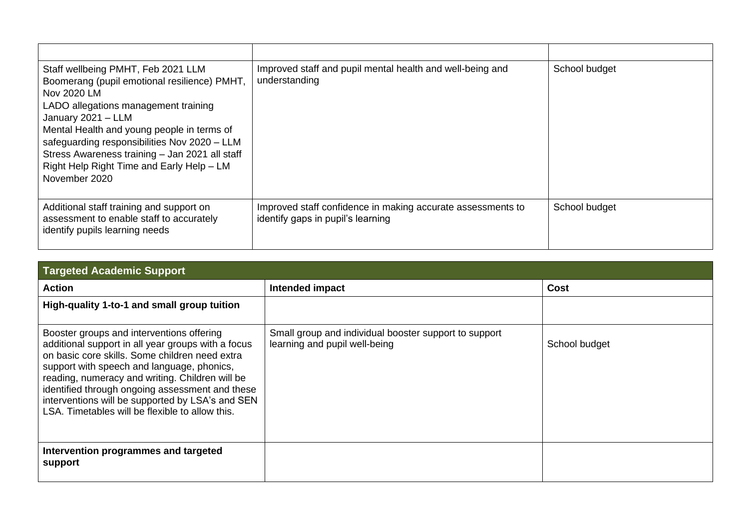| | | |
|---|---|---|
| Staff wellbeing PMHT, Feb 2021 LLM<br>Boomerang (pupil emotional resilience) PMHT, Nov 2020 LM<br>LADO allegations management training January 2021 – LLM<br>Mental Health and young people in terms of safeguarding responsibilities Nov 2020 – LLM<br>Stress Awareness training – Jan 2021 all staff<br>Right Help Right Time and Early Help – LM November 2020 | Improved staff and pupil mental health and well-being and understanding | School budget |
| Additional staff training and support on assessment to enable staff to accurately identify pupils learning needs | Improved staff confidence in making accurate assessments to identify gaps in pupil's learning | School budget |

| **Targeted Academic Support** | | |
|---|---|---|
| **Action** | **Intended impact** | **Cost** |
| **High-quality 1-to-1 and small group tuition** | | |
| Booster groups and interventions offering additional support in all year groups with a focus on basic core skills. Some children need extra support with speech and language, phonics, reading, numeracy and writing. Children will be identified through ongoing assessment and these interventions will be supported by LSA's and SEN LSA. Timetables will be flexible to allow this. | Small group and individual booster support to support learning and pupil well-being | School budget |
| **Intervention programmes and targeted support** | | |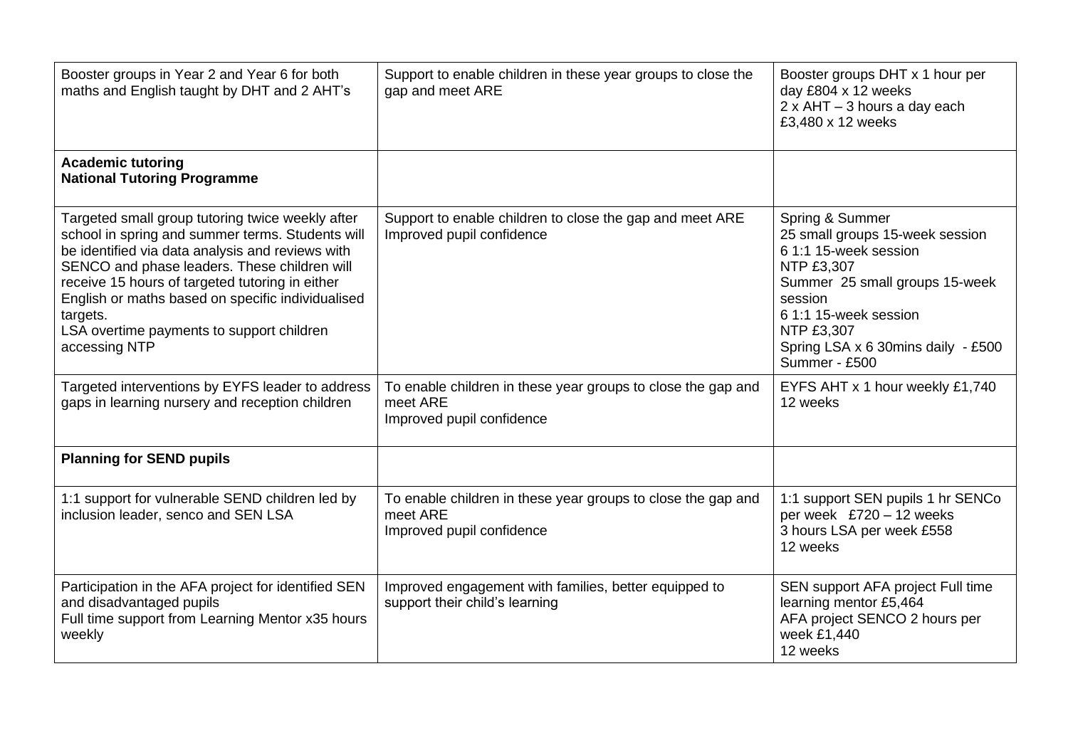| | | |
|---|---|---|
| Booster groups in Year 2 and Year 6 for both maths and English taught by DHT and 2 AHT's | Support to enable children in these year groups to close the gap and meet ARE | Booster groups DHT x 1 hour per day £804 x 12 weeks<br>2 x AHT – 3 hours a day each £3,480 x 12 weeks |
| **Academic tutoring**<br>**National Tutoring Programme** | | |
| Targeted small group tutoring twice weekly after school in spring and summer terms. Students will be identified via data analysis and reviews with SENCO and phase leaders. These children will receive 15 hours of targeted tutoring in either English or maths based on specific individualised targets.<br>LSA overtime payments to support children accessing NTP | Support to enable children to close the gap and meet ARE<br>Improved pupil confidence | Spring & Summer<br>25 small groups 15-week session<br>6 1:1 15-week session<br>NTP £3,307<br>Summer 25 small groups 15-week session<br>6 1:1 15-week session<br>NTP £3,307<br>Spring LSA x 6 30mins daily - £500<br>Summer - £500 |
| Targeted interventions by EYFS leader to address gaps in learning nursery and reception children | To enable children in these year groups to close the gap and meet ARE<br>Improved pupil confidence | EYFS AHT x 1 hour weekly £1,740<br>12 weeks |
| **Planning for SEND pupils** | | |
| 1:1 support for vulnerable SEND children led by inclusion leader, senco and SEN LSA | To enable children in these year groups to close the gap and meet ARE<br>Improved pupil confidence | 1:1 support SEN pupils 1 hr SENCo per week £720 – 12 weeks<br>3 hours LSA per week £558<br>12 weeks |
| Participation in the AFA project for identified SEN and disadvantaged pupils<br>Full time support from Learning Mentor x35 hours weekly | Improved engagement with families, better equipped to support their child's learning | SEN support AFA project Full time learning mentor £5,464<br>AFA project SENCO 2 hours per week £1,440<br>12 weeks |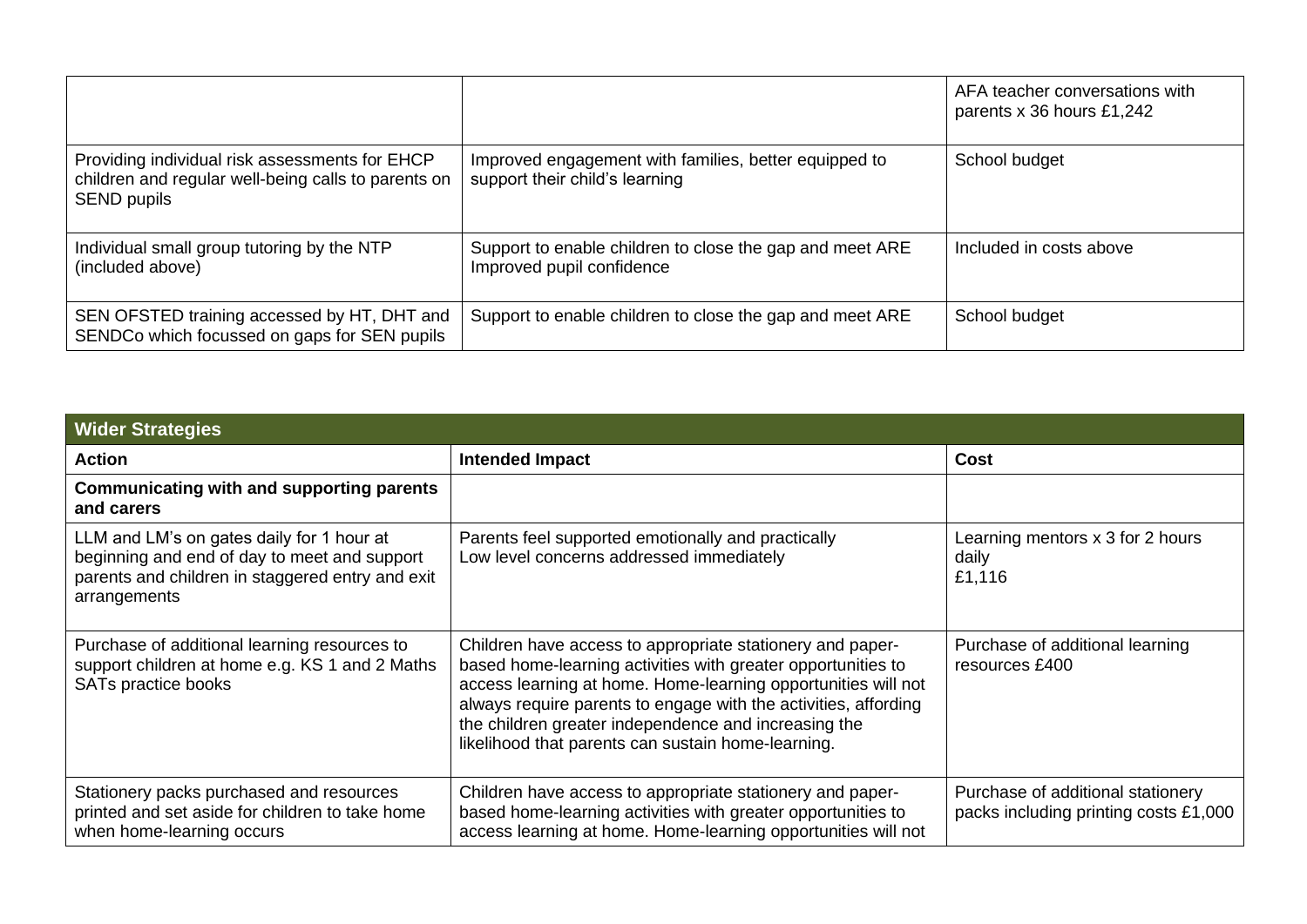| | | |
|---|---|---|
| | | AFA teacher conversations with parents x 36 hours £1,242 |
| Providing individual risk assessments for EHCP children and regular well-being calls to parents on SEND pupils | Improved engagement with families, better equipped to support their child's learning | School budget |
| Individual small group tutoring by the NTP (included above) | Support to enable children to close the gap and meet ARE<br>Improved pupil confidence | Included in costs above |
| SEN OFSTED training accessed by HT, DHT and SENDCo which focussed on gaps for SEN pupils | Support to enable children to close the gap and meet ARE | School budget |

| **Wider Strategies** | | |
|---|---|---|
| **Action** | **Intended Impact** | **Cost** |
| **Communicating with and supporting parents and carers** | | |
| LLM and LM's on gates daily for 1 hour at beginning and end of day to meet and support parents and children in staggered entry and exit arrangements | Parents feel supported emotionally and practically<br>Low level concerns addressed immediately | Learning mentors x 3 for 2 hours daily<br>£1,116 |
| Purchase of additional learning resources to support children at home e.g. KS 1 and 2 Maths SATs practice books | Children have access to appropriate stationery and paper-based home-learning activities with greater opportunities to access learning at home. Home-learning opportunities will not always require parents to engage with the activities, affording the children greater independence and increasing the likelihood that parents can sustain home-learning. | Purchase of additional learning resources £400 |
| Stationery packs purchased and resources printed and set aside for children to take home when home-learning occurs | Children have access to appropriate stationery and paper-based home-learning activities with greater opportunities to access learning at home. Home-learning opportunities will not | Purchase of additional stationery packs including printing costs £1,000 |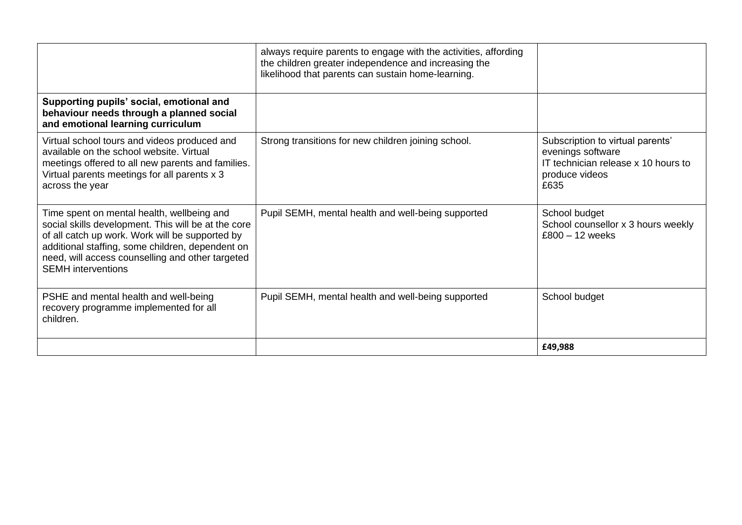| | | |
|---|---|---|
| | always require parents to engage with the activities, affording the children greater independence and increasing the likelihood that parents can sustain home-learning. | |
| **Supporting pupils' social, emotional and behaviour needs through a planned social and emotional learning curriculum** | | |
| Virtual school tours and videos produced and available on the school website. Virtual meetings offered to all new parents and families. Virtual parents meetings for all parents x 3 across the year | Strong transitions for new children joining school. | Subscription to virtual parents' evenings software<br>IT technician release x 10 hours to produce videos<br>£635 |
| Time spent on mental health, wellbeing and social skills development. This will be at the core of all catch up work. Work will be supported by additional staffing, some children, dependent on need, will access counselling and other targeted SEMH interventions | Pupil SEMH, mental health and well-being supported | School budget<br>School counsellor x 3 hours weekly<br>£800 – 12 weeks |
| PSHE and mental health and well-being recovery programme implemented for all children. | Pupil SEMH, mental health and well-being supported | School budget |
| | | **£49,988** |